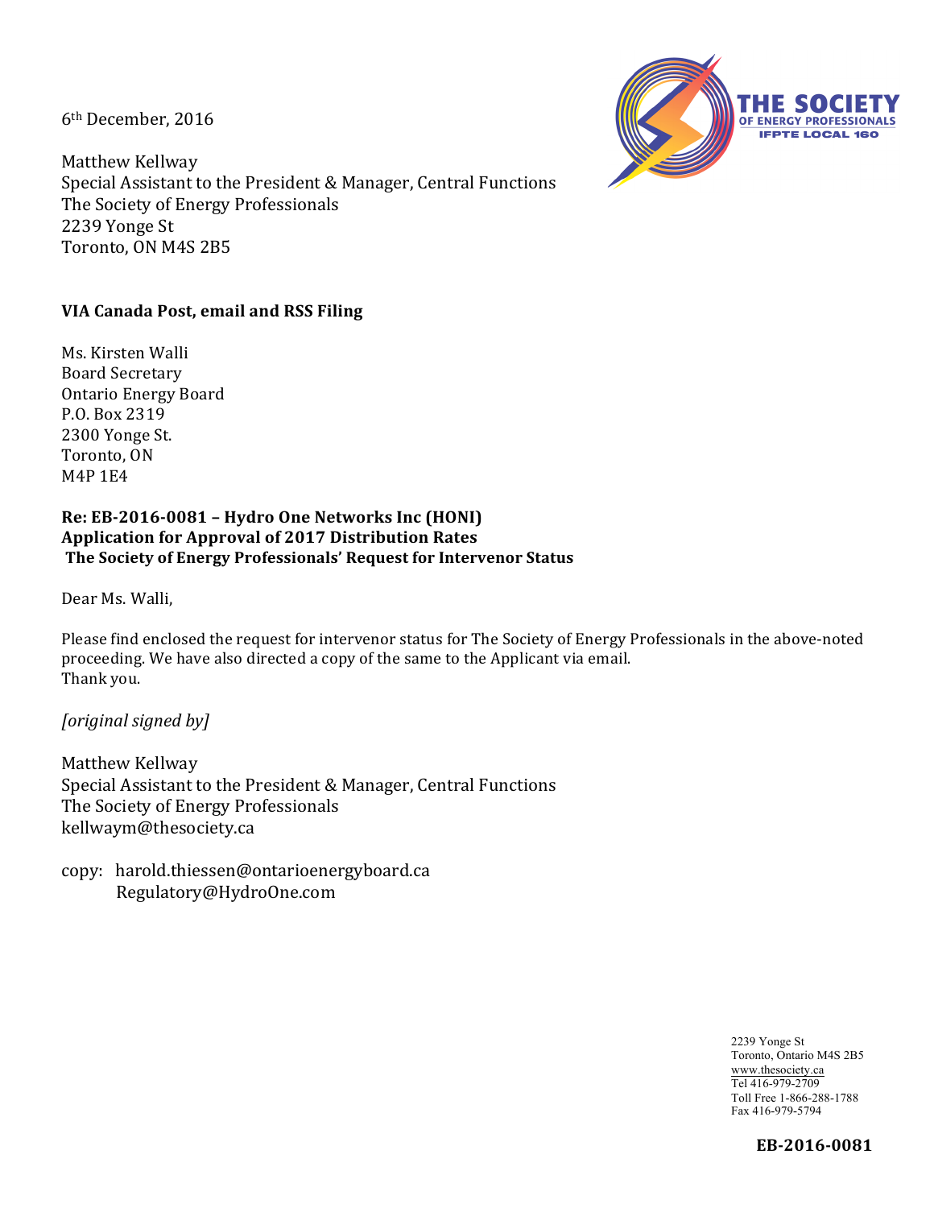6th December, 2016

Matthew Kellway
Special Assistant to the President & Manager, Central Functions
The Society of Energy Professionals
2239 Yonge St
Toronto, ON M4S 2B5

**VIA Canada Post, email and RSS Filing**

Ms. Kirsten Walli
Board Secretary
Ontario Energy Board
P.O. Box 2319
2300 Yonge St.
Toronto, ON
M4P 1E4

**Re: EB-2016-0081 – Hydro One Networks Inc (HONI)**
**Application for Approval of 2017 Distribution Rates**
**The Society of Energy Professionals' Request for Intervenor Status**

Dear Ms. Walli,

Please find enclosed the request for intervenor status for The Society of Energy Professionals in the above-noted proceeding. We have also directed a copy of the same to the Applicant via email.
Thank you.

*[original signed by]*

Matthew Kellway
Special Assistant to the President & Manager, Central Functions
The Society of Energy Professionals
kellwaym@thesociety.ca

copy: harold.thiessen@ontarioenergyboard.ca
Regulatory@HydroOne.com

2239 Yonge St
Toronto, Ontario M4S 2B5
www.thesociety.ca
Tel 416-979-2709
Toll Free 1-866-288-1788
Fax 416-979-5794

**EB-2016-0081**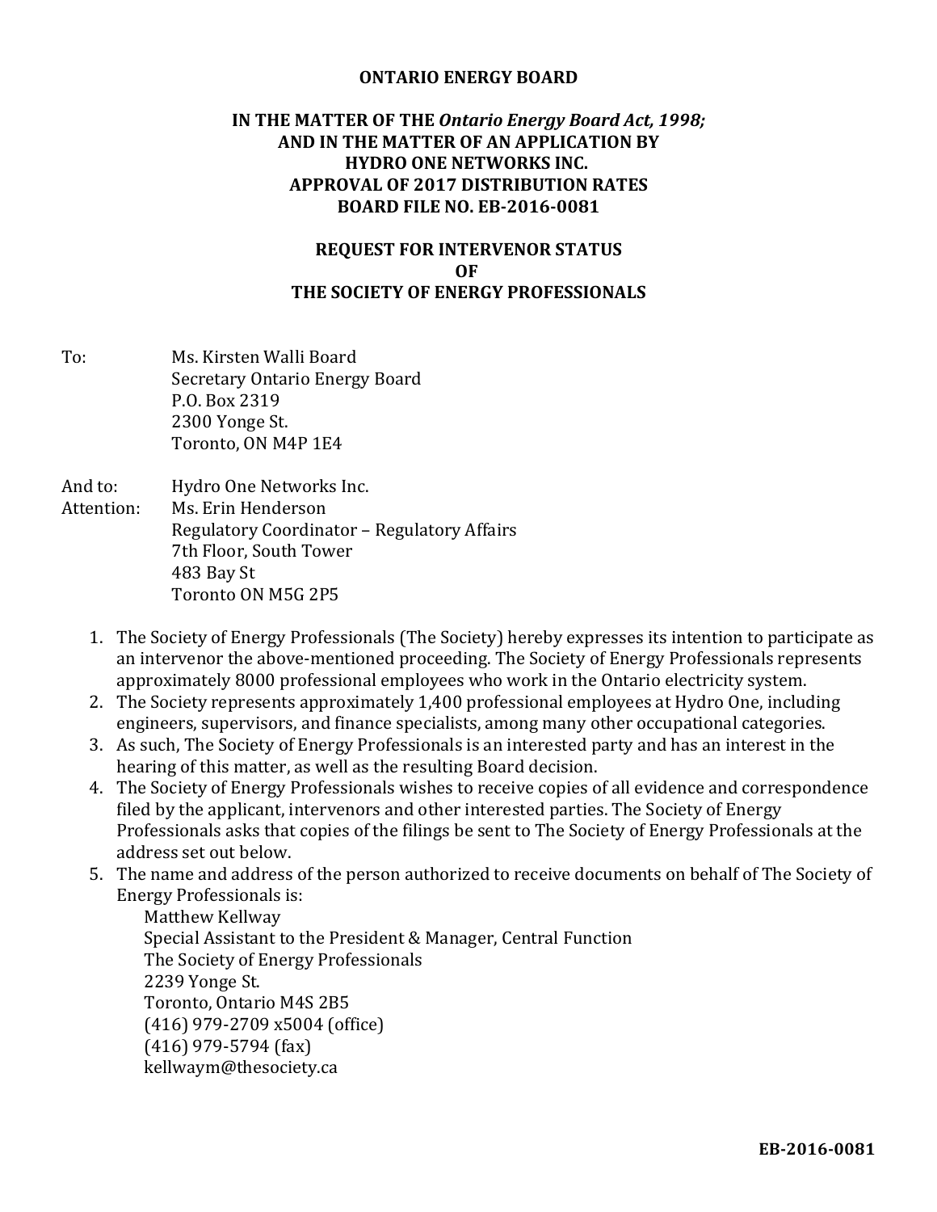**ONTARIO ENERGY BOARD**

**IN THE MATTER OF THE *Ontario Energy Board Act, 1998;* AND IN THE MATTER OF AN APPLICATION BY HYDRO ONE NETWORKS INC. APPROVAL OF 2017 DISTRIBUTION RATES BOARD FILE NO. EB-2016-0081**

**REQUEST FOR INTERVENOR STATUS OF THE SOCIETY OF ENERGY PROFESSIONALS**

To: Ms. Kirsten Walli Board
Secretary Ontario Energy Board
P.O. Box 2319
2300 Yonge St.
Toronto, ON M4P 1E4

And to: Hydro One Networks Inc.
Attention: Ms. Erin Henderson
Regulatory Coordinator – Regulatory Affairs
7th Floor, South Tower
483 Bay St
Toronto ON M5G 2P5

1. The Society of Energy Professionals (The Society) hereby expresses its intention to participate as an intervenor the above-mentioned proceeding. The Society of Energy Professionals represents approximately 8000 professional employees who work in the Ontario electricity system.
2. The Society represents approximately 1,400 professional employees at Hydro One, including engineers, supervisors, and finance specialists, among many other occupational categories.
3. As such, The Society of Energy Professionals is an interested party and has an interest in the hearing of this matter, as well as the resulting Board decision.
4. The Society of Energy Professionals wishes to receive copies of all evidence and correspondence filed by the applicant, intervenors and other interested parties. The Society of Energy Professionals asks that copies of the filings be sent to The Society of Energy Professionals at the address set out below.
5. The name and address of the person authorized to receive documents on behalf of The Society of Energy Professionals is:

   Matthew Kellway
   Special Assistant to the President & Manager, Central Function
   The Society of Energy Professionals
   2239 Yonge St.
   Toronto, Ontario M4S 2B5
   (416) 979-2709 x5004 (office)
   (416) 979-5794 (fax)
   kellwaym@thesociety.ca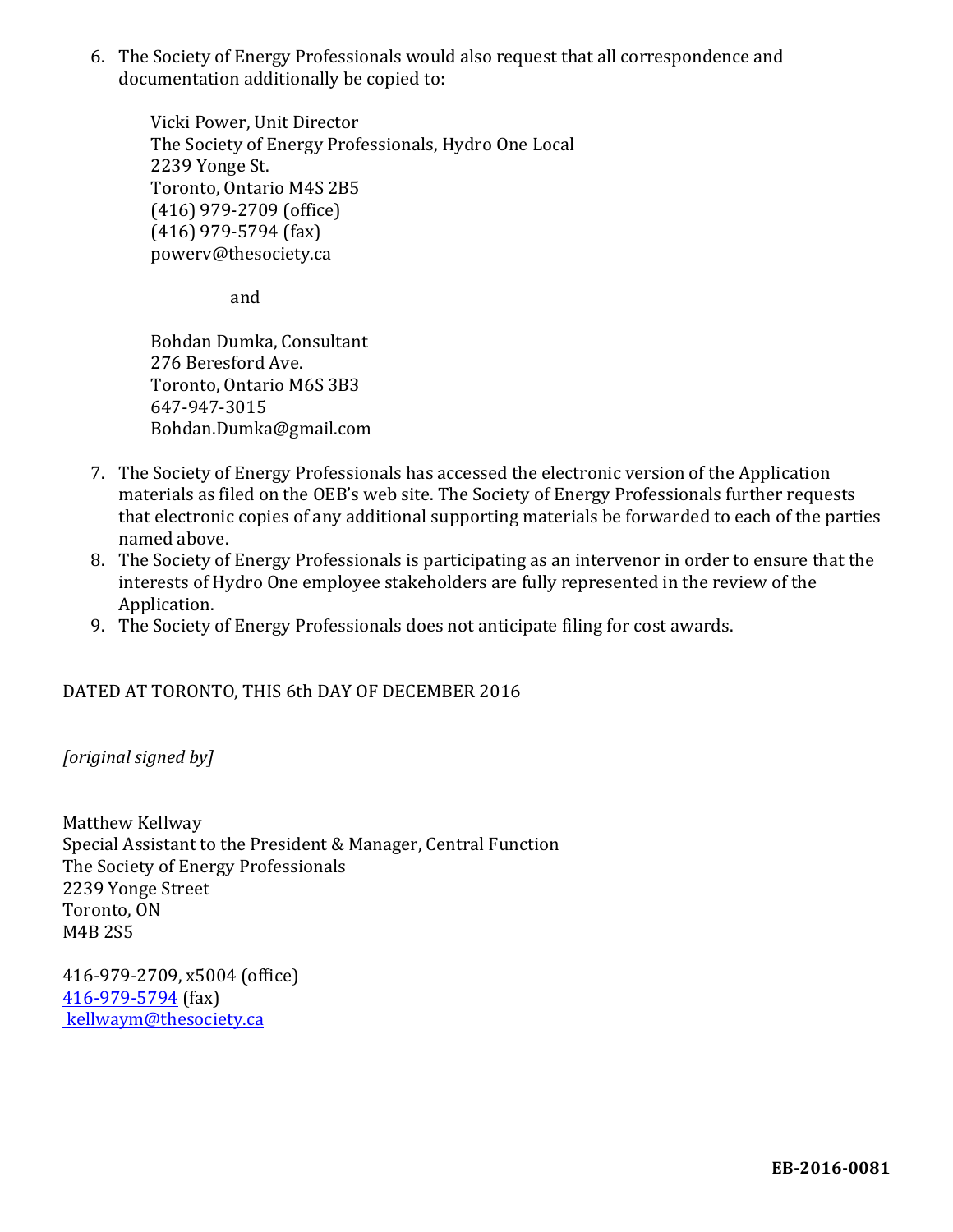6. The Society of Energy Professionals would also request that all correspondence and documentation additionally be copied to:

   Vicki Power, Unit Director
   The Society of Energy Professionals, Hydro One Local
   2239 Yonge St.
   Toronto, Ontario M4S 2B5
   (416) 979-2709 (office)
   (416) 979-5794 (fax)
   powerv@thesociety.ca

   and

   Bohdan Dumka, Consultant
   276 Beresford Ave.
   Toronto, Ontario M6S 3B3
   647-947-3015
   Bohdan.Dumka@gmail.com

7. The Society of Energy Professionals has accessed the electronic version of the Application materials as filed on the OEB's web site. The Society of Energy Professionals further requests that electronic copies of any additional supporting materials be forwarded to each of the parties named above.
8. The Society of Energy Professionals is participating as an intervenor in order to ensure that the interests of Hydro One employee stakeholders are fully represented in the review of the Application.
9. The Society of Energy Professionals does not anticipate filing for cost awards.

DATED AT TORONTO, THIS 6th DAY OF DECEMBER 2016

*[original signed by]*

Matthew Kellway
Special Assistant to the President & Manager, Central Function
The Society of Energy Professionals
2239 Yonge Street
Toronto, ON
M4B 2S5

416-979-2709, x5004 (office)
416-979-5794 (fax)
kellwaym@thesociety.ca

**EB-2016-0081**